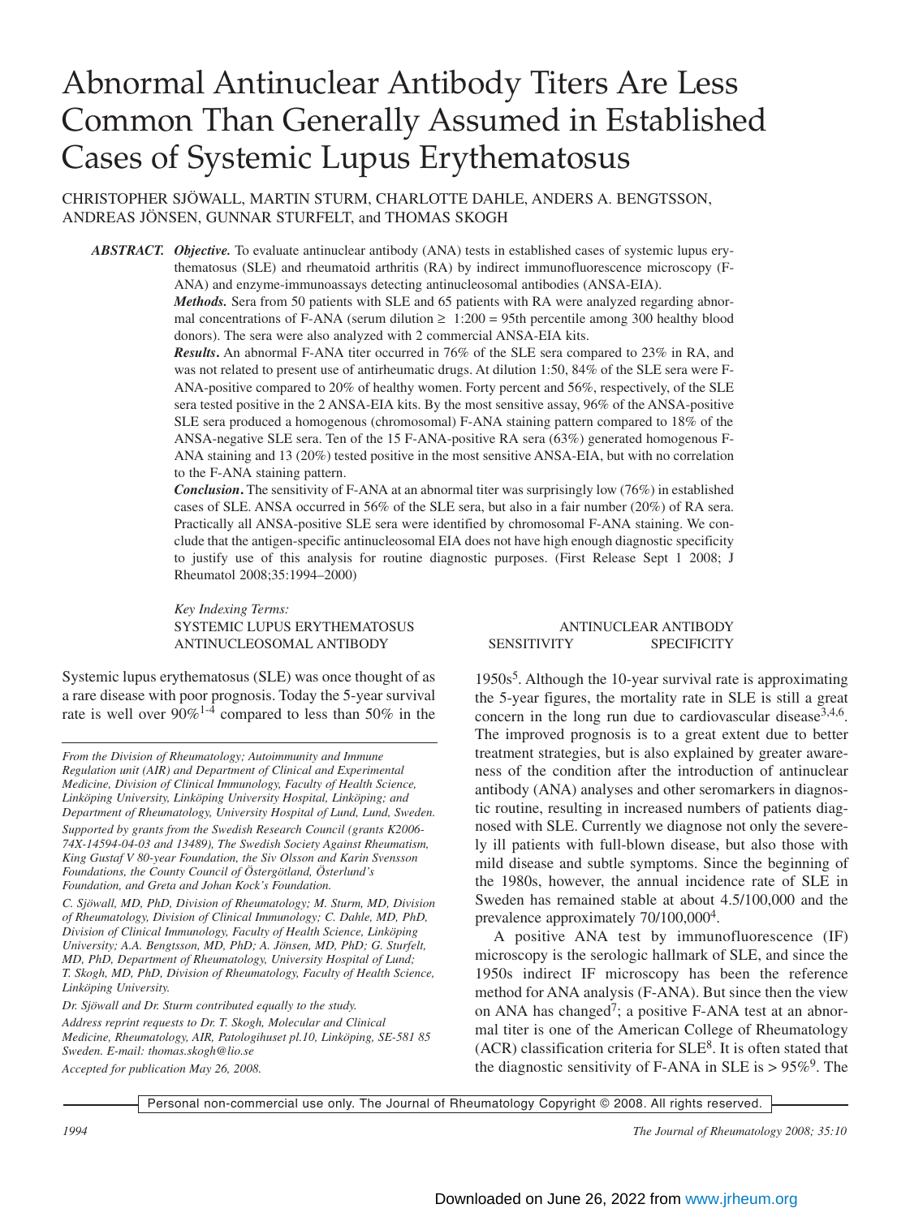# Abnormal Antinuclear Antibody Titers Are Less Common Than Generally Assumed in Established Cases of Systemic Lupus Erythematosus

CHRISTOPHER SJÖWALL, MARTIN STURM, CHARLOTTE DAHLE, ANDERS A. BENGTSSON, ANDREAS JÖNSEN, GUNNAR STURFELT, and THOMAS SKOGH

***ABSTRACT.*** ***Objective.*** To evaluate antinuclear antibody (ANA) tests in established cases of systemic lupus erythematosus (SLE) and rheumatoid arthritis (RA) by indirect immunofluorescence microscopy (F-ANA) and enzyme-immunoassays detecting antinucleosomal antibodies (ANSA-EIA).

***Methods.*** Sera from 50 patients with SLE and 65 patients with RA were analyzed regarding abnormal concentrations of F-ANA (serum dilution ≥ 1:200 = 95th percentile among 300 healthy blood donors). The sera were also analyzed with 2 commercial ANSA-EIA kits.

***Results.*** An abnormal F-ANA titer occurred in 76% of the SLE sera compared to 23% in RA, and was not related to present use of antirheumatic drugs. At dilution 1:50, 84% of the SLE sera were F-ANA-positive compared to 20% of healthy women. Forty percent and 56%, respectively, of the SLE sera tested positive in the 2 ANSA-EIA kits. By the most sensitive assay, 96% of the ANSA-positive SLE sera produced a homogenous (chromosomal) F-ANA staining pattern compared to 18% of the ANSA-negative SLE sera. Ten of the 15 F-ANA-positive RA sera (63%) generated homogenous F-ANA staining and 13 (20%) tested positive in the most sensitive ANSA-EIA, but with no correlation to the F-ANA staining pattern.

***Conclusion.*** The sensitivity of F-ANA at an abnormal titer was surprisingly low (76%) in established cases of SLE. ANSA occurred in 56% of the SLE sera, but also in a fair number (20%) of RA sera. Practically all ANSA-positive SLE sera were identified by chromosomal F-ANA staining. We conclude that the antigen-specific antinucleosomal EIA does not have high enough diagnostic specificity to justify use of this analysis for routine diagnostic purposes. (First Release Sept 1 2008; J Rheumatol 2008;35:1994–2000)

*Key Indexing Terms:*
SYSTEMIC LUPUS ERYTHEMATOSUS
ANTINUCLEAR ANTIBODY
ANTINUCLEOSOMAL ANTIBODY
SENSITIVITY
SPECIFICITY

*From the Division of Rheumatology; Autoimmunity and Immune Regulation unit (AIR) and Department of Clinical and Experimental Medicine, Division of Clinical Immunology, Faculty of Health Science, Linköping University, Linköping University Hospital, Linköping; and Department of Rheumatology, University Hospital of Lund, Lund, Sweden.*

*Supported by grants from the Swedish Research Council (grants K2006-74X-14594-04-03 and 13489), The Swedish Society Against Rheumatism, King Gustaf V 80-year Foundation, the Siv Olsson and Karin Svensson Foundations, the County Council of Östergötland, Österlund's Foundation, and Greta and Johan Kock's Foundation.*

*C. Sjöwall, MD, PhD, Division of Rheumatology; M. Sturm, MD, Division of Rheumatology, Division of Clinical Immunology; C. Dahle, MD, PhD, Division of Clinical Immunology, Faculty of Health Science, Linköping University; A.A. Bengtsson, MD, PhD; A. Jönsen, MD, PhD; G. Sturfelt, MD, PhD, Department of Rheumatology, University Hospital of Lund; T. Skogh, MD, PhD, Division of Rheumatology, Faculty of Health Science, Linköping University.*

*Dr. Sjöwall and Dr. Sturm contributed equally to the study.*

*Address reprint requests to Dr. T. Skogh, Molecular and Clinical Medicine, Rheumatology, AIR, Patologihuset pl.10, Linköping, SE-581 85 Sweden. E-mail: thomas.skogh@lio.se*

*Accepted for publication May 26, 2008.*

Systemic lupus erythematosus (SLE) was once thought of as a rare disease with poor prognosis. Today the 5-year survival rate is well over 90%[1-4] compared to less than 50% in the 1950s[5]. Although the 10-year survival rate is approximating the 5-year figures, the mortality rate in SLE is still a great concern in the long run due to cardiovascular disease[3,4,6]. The improved prognosis is to a great extent due to better treatment strategies, but is also explained by greater awareness of the condition after the introduction of antinuclear antibody (ANA) analyses and other seromarkers in diagnostic routine, resulting in increased numbers of patients diagnosed with SLE. Currently we diagnose not only the severely ill patients with full-blown disease, but also those with mild disease and subtle symptoms. Since the beginning of the 1980s, however, the annual incidence rate of SLE in Sweden has remained stable at about 4.5/100,000 and the prevalence approximately 70/100,000[4].

A positive ANA test by immunofluorescence (IF) microscopy is the serologic hallmark of SLE, and since the 1950s indirect IF microscopy has been the reference method for ANA analysis (F-ANA). But since then the view on ANA has changed[7]; a positive F-ANA test at an abnormal titer is one of the American College of Rheumatology (ACR) classification criteria for SLE[8]. It is often stated that the diagnostic sensitivity of F-ANA in SLE is > 95%[9]. The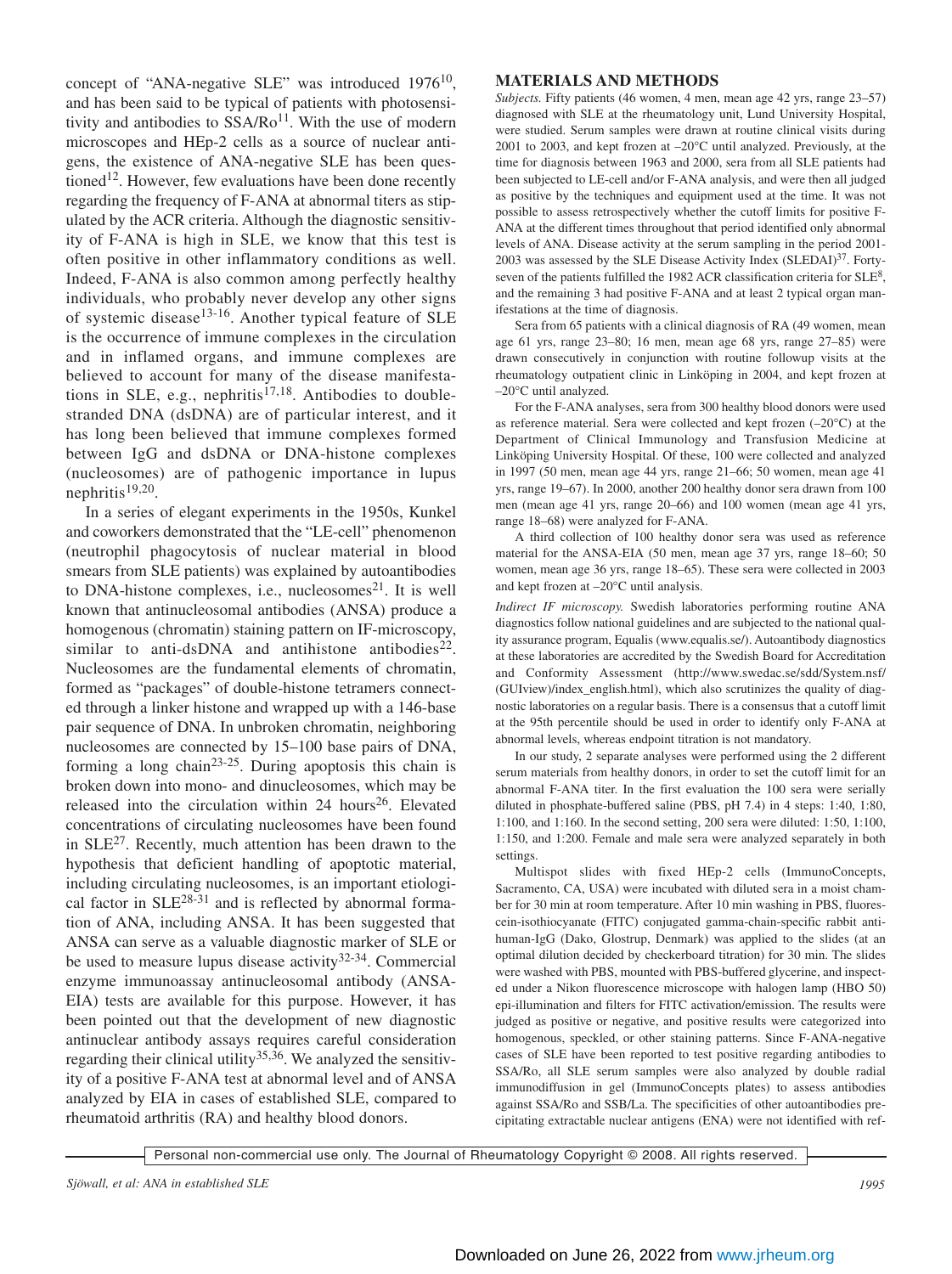concept of "ANA-negative SLE" was introduced 1976[10], and has been said to be typical of patients with photosensitivity and antibodies to SSA/Ro[11]. With the use of modern microscopes and HEp-2 cells as a source of nuclear antigens, the existence of ANA-negative SLE has been questioned[12]. However, few evaluations have been done recently regarding the frequency of F-ANA at abnormal titers as stipulated by the ACR criteria. Although the diagnostic sensitivity of F-ANA is high in SLE, we know that this test is often positive in other inflammatory conditions as well. Indeed, F-ANA is also common among perfectly healthy individuals, who probably never develop any other signs of systemic disease[13-16]. Another typical feature of SLE is the occurrence of immune complexes in the circulation and in inflamed organs, and immune complexes are believed to account for many of the disease manifestations in SLE, e.g., nephritis[17,18]. Antibodies to double-stranded DNA (dsDNA) are of particular interest, and it has long been believed that immune complexes formed between IgG and dsDNA or DNA-histone complexes (nucleosomes) are of pathogenic importance in lupus nephritis[19,20].

In a series of elegant experiments in the 1950s, Kunkel and coworkers demonstrated that the "LE-cell" phenomenon (neutrophil phagocytosis of nuclear material in blood smears from SLE patients) was explained by autoantibodies to DNA-histone complexes, i.e., nucleosomes[21]. It is well known that antinucleosomal antibodies (ANSA) produce a homogenous (chromatin) staining pattern on IF-microscopy, similar to anti-dsDNA and antihistone antibodies[22]. Nucleosomes are the fundamental elements of chromatin, formed as "packages" of double-histone tetramers connected through a linker histone and wrapped up with a 146-base pair sequence of DNA. In unbroken chromatin, neighboring nucleosomes are connected by 15–100 base pairs of DNA, forming a long chain[23-25]. During apoptosis this chain is broken down into mono- and dinucleosomes, which may be released into the circulation within 24 hours[26]. Elevated concentrations of circulating nucleosomes have been found in SLE[27]. Recently, much attention has been drawn to the hypothesis that deficient handling of apoptotic material, including circulating nucleosomes, is an important etiological factor in SLE[28-31] and is reflected by abnormal formation of ANA, including ANSA. It has been suggested that ANSA can serve as a valuable diagnostic marker of SLE or be used to measure lupus disease activity[32-34]. Commercial enzyme immunoassay antinucleosomal antibody (ANSA-EIA) tests are available for this purpose. However, it has been pointed out that the development of new diagnostic antinuclear antibody assays requires careful consideration regarding their clinical utility[35,36]. We analyzed the sensitivity of a positive F-ANA test at abnormal level and of ANSA analyzed by EIA in cases of established SLE, compared to rheumatoid arthritis (RA) and healthy blood donors.

## MATERIALS AND METHODS

*Subjects.* Fifty patients (46 women, 4 men, mean age 42 yrs, range 23–57) diagnosed with SLE at the rheumatology unit, Lund University Hospital, were studied. Serum samples were drawn at routine clinical visits during 2001 to 2003, and kept frozen at –20°C until analyzed. Previously, at the time for diagnosis between 1963 and 2000, sera from all SLE patients had been subjected to LE-cell and/or F-ANA analysis, and were then all judged as positive by the techniques and equipment used at the time. It was not possible to assess retrospectively whether the cutoff limits for positive F-ANA at the different times throughout that period identified only abnormal levels of ANA. Disease activity at the serum sampling in the period 2001-2003 was assessed by the SLE Disease Activity Index (SLEDAI)[37]. Forty-seven of the patients fulfilled the 1982 ACR classification criteria for SLE[8], and the remaining 3 had positive F-ANA and at least 2 typical organ manifestations at the time of diagnosis.

Sera from 65 patients with a clinical diagnosis of RA (49 women, mean age 61 yrs, range 23–80; 16 men, mean age 68 yrs, range 27–85) were drawn consecutively in conjunction with routine followup visits at the rheumatology outpatient clinic in Linköping in 2004, and kept frozen at –20°C until analyzed.

For the F-ANA analyses, sera from 300 healthy blood donors were used as reference material. Sera were collected and kept frozen (–20°C) at the Department of Clinical Immunology and Transfusion Medicine at Linköping University Hospital. Of these, 100 were collected and analyzed in 1997 (50 men, mean age 44 yrs, range 21–66; 50 women, mean age 41 yrs, range 19–67). In 2000, another 200 healthy donor sera drawn from 100 men (mean age 41 yrs, range 20–66) and 100 women (mean age 41 yrs, range 18–68) were analyzed for F-ANA.

A third collection of 100 healthy donor sera was used as reference material for the ANSA-EIA (50 men, mean age 37 yrs, range 18–60; 50 women, mean age 36 yrs, range 18–65). These sera were collected in 2003 and kept frozen at –20°C until analysis.

*Indirect IF microscopy.* Swedish laboratories performing routine ANA diagnostics follow national guidelines and are subjected to the national quality assurance program, Equalis (www.equalis.se/). Autoantibody diagnostics at these laboratories are accredited by the Swedish Board for Accreditation and Conformity Assessment (http://www.swedac.se/sdd/System.nsf/(GUIview)/index_english.html), which also scrutinizes the quality of diagnostic laboratories on a regular basis. There is a consensus that a cutoff limit at the 95th percentile should be used in order to identify only F-ANA at abnormal levels, whereas endpoint titration is not mandatory.

In our study, 2 separate analyses were performed using the 2 different serum materials from healthy donors, in order to set the cutoff limit for an abnormal F-ANA titer. In the first evaluation the 100 sera were serially diluted in phosphate-buffered saline (PBS, pH 7.4) in 4 steps: 1:40, 1:80, 1:100, and 1:160. In the second setting, 200 sera were diluted: 1:50, 1:100, 1:150, and 1:200. Female and male sera were analyzed separately in both settings.

Multispot slides with fixed HEp-2 cells (ImmunoConcepts, Sacramento, CA, USA) were incubated with diluted sera in a moist chamber for 30 min at room temperature. After 10 min washing in PBS, fluorescein-isothiocyanate (FITC) conjugated gamma-chain-specific rabbit anti-human-IgG (Dako, Glostrup, Denmark) was applied to the slides (at an optimal dilution decided by checkerboard titration) for 30 min. The slides were washed with PBS, mounted with PBS-buffered glycerine, and inspected under a Nikon fluorescence microscope with halogen lamp (HBO 50) epi-illumination and filters for FITC activation/emission. The results were judged as positive or negative, and positive results were categorized into homogenous, speckled, or other staining patterns. Since F-ANA-negative cases of SLE have been reported to test positive regarding antibodies to SSA/Ro, all SLE serum samples were also analyzed by double radial immunodiffusion in gel (ImmunoConcepts plates) to assess antibodies against SSA/Ro and SSB/La. The specificities of other autoantibodies precipitating extractable nuclear antigens (ENA) were not identified with ref-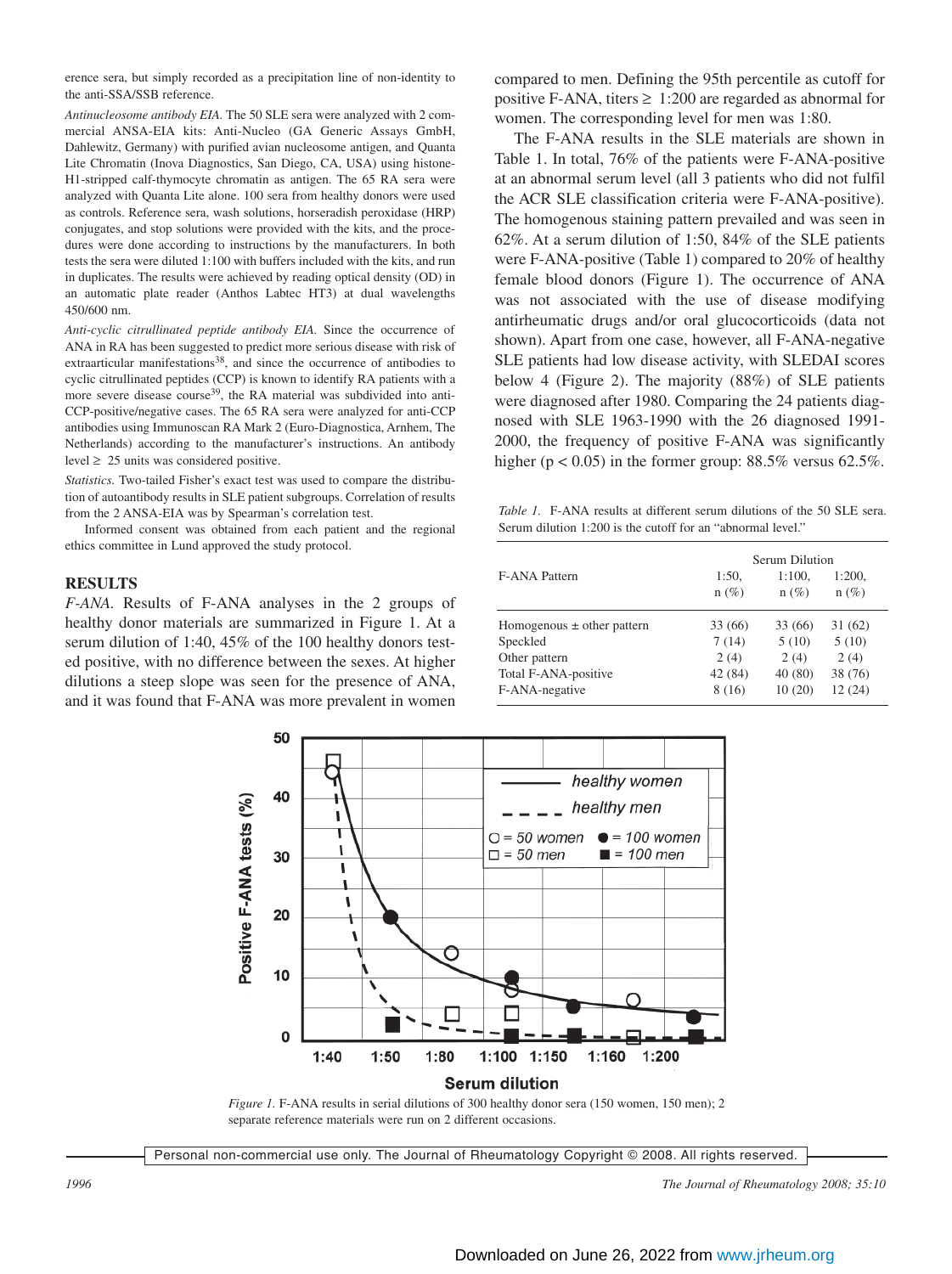erence sera, but simply recorded as a precipitation line of non-identity to the anti-SSA/SSB reference.

*Antinucleosome antibody EIA.* The 50 SLE sera were analyzed with 2 commercial ANSA-EIA kits: Anti-Nucleo (GA Generic Assays GmbH, Dahlewitz, Germany) with purified avian nucleosome antigen, and Quanta Lite Chromatin (Inova Diagnostics, San Diego, CA, USA) using histone-H1-stripped calf-thymocyte chromatin as antigen. The 65 RA sera were analyzed with Quanta Lite alone. 100 sera from healthy donors were used as controls. Reference sera, wash solutions, horseradish peroxidase (HRP) conjugates, and stop solutions were provided with the kits, and the procedures were done according to instructions by the manufacturers. In both tests the sera were diluted 1:100 with buffers included with the kits, and run in duplicates. The results were achieved by reading optical density (OD) in an automatic plate reader (Anthos Labtec HT3) at dual wavelengths 450/600 nm.

*Anti-cyclic citrullinated peptide antibody EIA.* Since the occurrence of ANA in RA has been suggested to predict more serious disease with risk of extraarticular manifestations[38], and since the occurrence of antibodies to cyclic citrullinated peptides (CCP) is known to identify RA patients with a more severe disease course[39], the RA material was subdivided into anti-CCP-positive/negative cases. The 65 RA sera were analyzed for anti-CCP antibodies using Immunoscan RA Mark 2 (Euro-Diagnostica, Arnhem, The Netherlands) according to the manufacturer's instructions. An antibody level ≥ 25 units was considered positive.

*Statistics.* Two-tailed Fisher's exact test was used to compare the distribution of autoantibody results in SLE patient subgroups. Correlation of results from the 2 ANSA-EIA was by Spearman's correlation test.

Informed consent was obtained from each patient and the regional ethics committee in Lund approved the study protocol.

## RESULTS

*F-ANA.* Results of F-ANA analyses in the 2 groups of healthy donor materials are summarized in Figure 1. At a serum dilution of 1:40, 45% of the 100 healthy donors tested positive, with no difference between the sexes. At higher dilutions a steep slope was seen for the presence of ANA, and it was found that F-ANA was more prevalent in women compared to men. Defining the 95th percentile as cutoff for positive F-ANA, titers ≥ 1:200 are regarded as abnormal for women. The corresponding level for men was 1:80.

The F-ANA results in the SLE materials are shown in Table 1. In total, 76% of the patients were F-ANA-positive at an abnormal serum level (all 3 patients who did not fulfil the ACR SLE classification criteria were F-ANA-positive). The homogenous staining pattern prevailed and was seen in 62%. At a serum dilution of 1:50, 84% of the SLE patients were F-ANA-positive (Table 1) compared to 20% of healthy female blood donors (Figure 1). The occurrence of ANA was not associated with the use of disease modifying antirheumatic drugs and/or oral glucocorticoids (data not shown). Apart from one case, however, all F-ANA-negative SLE patients had low disease activity, with SLEDAI scores below 4 (Figure 2). The majority (88%) of SLE patients were diagnosed after 1980. Comparing the 24 patients diagnosed with SLE 1963-1990 with the 26 diagnosed 1991-2000, the frequency of positive F-ANA was significantly higher ($p < 0.05$) in the former group: 88.5% versus 62.5%.

*Table 1.* F-ANA results at different serum dilutions of the 50 SLE sera. Serum dilution 1:200 is the cutoff for an "abnormal level."

| F-ANA Pattern | Serum Dilution 1:50, n (%) | 1:100, n (%) | 1:200, n (%) |
|---|---|---|---|
| Homogenous ± other pattern | 33 (66) | 33 (66) | 31 (62) |
| Speckled | 7 (14) | 5 (10) | 5 (10) |
| Other pattern | 2 (4) | 2 (4) | 2 (4) |
| Total F-ANA-positive | 42 (84) | 40 (80) | 38 (76) |
| F-ANA-negative | 8 (16) | 10 (20) | 12 (24) |

*Figure 1.* F-ANA results in serial dilutions of 300 healthy donor sera (150 women, 150 men); 2 separate reference materials were run on 2 different occasions.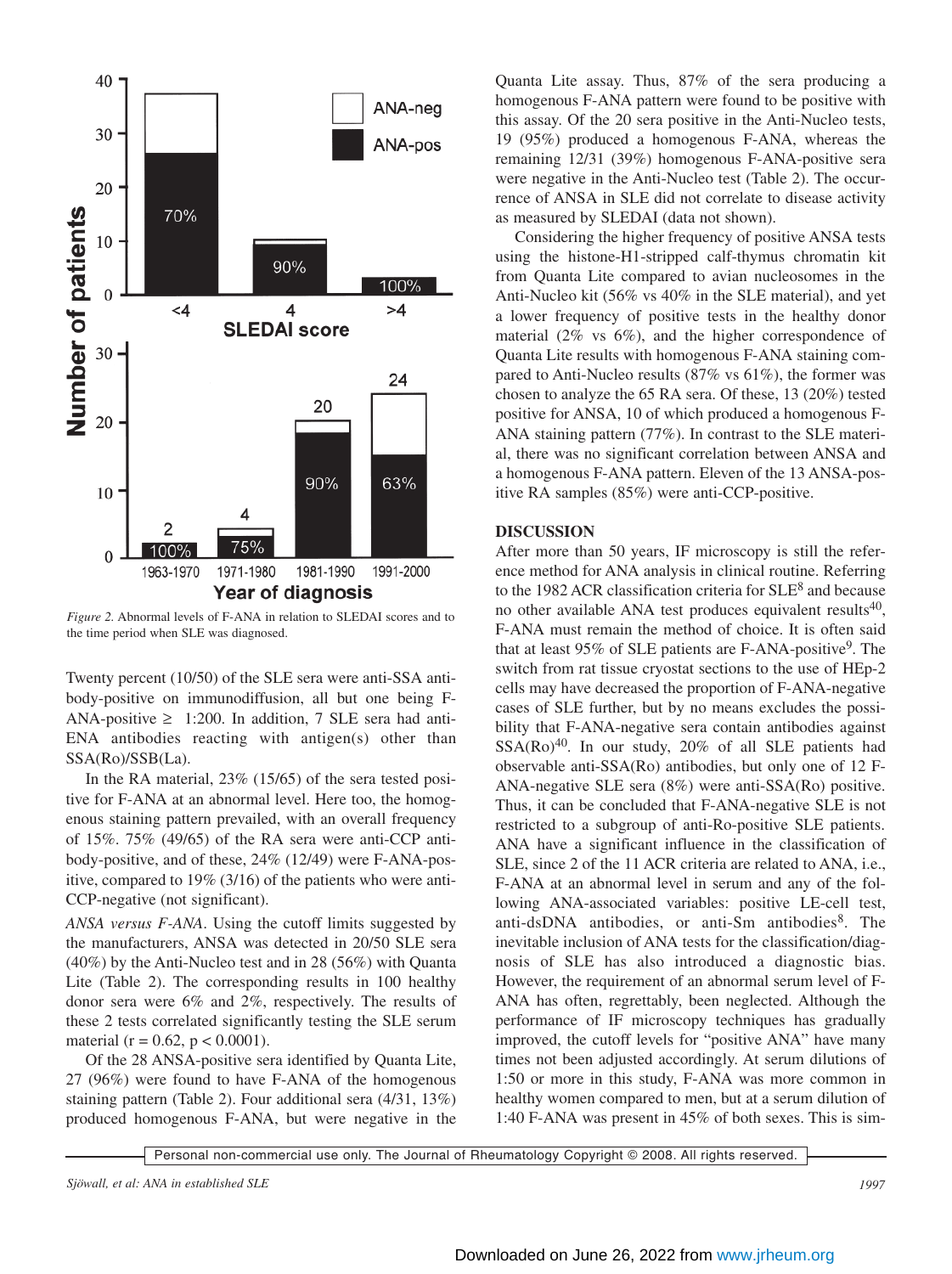*Figure 2.* Abnormal levels of F-ANA in relation to SLEDAI scores and to the time period when SLE was diagnosed.

Twenty percent (10/50) of the SLE sera were anti-SSA antibody-positive on immunodiffusion, all but one being F-ANA-positive ≥ 1:200. In addition, 7 SLE sera had anti-ENA antibodies reacting with antigen(s) other than SSA(Ro)/SSB(La).

In the RA material, 23% (15/65) of the sera tested positive for F-ANA at an abnormal level. Here too, the homogenous staining pattern prevailed, with an overall frequency of 15%. 75% (49/65) of the RA sera were anti-CCP antibody-positive, and of these, 24% (12/49) were F-ANA-positive, compared to 19% (3/16) of the patients who were anti-CCP-negative (not significant).

*ANSA versus F-ANA*. Using the cutoff limits suggested by the manufacturers, ANSA was detected in 20/50 SLE sera (40%) by the Anti-Nucleo test and in 28 (56%) with Quanta Lite (Table 2). The corresponding results in 100 healthy donor sera were 6% and 2%, respectively. The results of these 2 tests correlated significantly testing the SLE serum material ($r = 0.62$, $p < 0.0001$).

Of the 28 ANSA-positive sera identified by Quanta Lite, 27 (96%) were found to have F-ANA of the homogenous staining pattern (Table 2). Four additional sera (4/31, 13%) produced homogenous F-ANA, but were negative in the Quanta Lite assay. Thus, 87% of the sera producing a homogenous F-ANA pattern were found to be positive with this assay. Of the 20 sera positive in the Anti-Nucleo tests, 19 (95%) produced a homogenous F-ANA, whereas the remaining 12/31 (39%) homogenous F-ANA-positive sera were negative in the Anti-Nucleo test (Table 2). The occurrence of ANSA in SLE did not correlate to disease activity as measured by SLEDAI (data not shown).

Considering the higher frequency of positive ANSA tests using the histone-H1-stripped calf-thymus chromatin kit from Quanta Lite compared to avian nucleosomes in the Anti-Nucleo kit (56% vs 40% in the SLE material), and yet a lower frequency of positive tests in the healthy donor material (2% vs 6%), and the higher correspondence of Quanta Lite results with homogenous F-ANA staining compared to Anti-Nucleo results (87% vs 61%), the former was chosen to analyze the 65 RA sera. Of these, 13 (20%) tested positive for ANSA, 10 of which produced a homogenous F-ANA staining pattern (77%). In contrast to the SLE material, there was no significant correlation between ANSA and a homogenous F-ANA pattern. Eleven of the 13 ANSA-positive RA samples (85%) were anti-CCP-positive.

## DISCUSSION

After more than 50 years, IF microscopy is still the reference method for ANA analysis in clinical routine. Referring to the 1982 ACR classification criteria for SLE[8] and because no other available ANA test produces equivalent results[40], F-ANA must remain the method of choice. It is often said that at least 95% of SLE patients are F-ANA-positive[9]. The switch from rat tissue cryostat sections to the use of HEp-2 cells may have decreased the proportion of F-ANA-negative cases of SLE further, but by no means excludes the possibility that F-ANA-negative sera contain antibodies against SSA(Ro)[40]. In our study, 20% of all SLE patients had observable anti-SSA(Ro) antibodies, but only one of 12 F-ANA-negative SLE sera (8%) were anti-SSA(Ro) positive. Thus, it can be concluded that F-ANA-negative SLE is not restricted to a subgroup of anti-Ro-positive SLE patients. ANA have a significant influence in the classification of SLE, since 2 of the 11 ACR criteria are related to ANA, i.e., F-ANA at an abnormal level in serum and any of the following ANA-associated variables: positive LE-cell test, anti-dsDNA antibodies, or anti-Sm antibodies[8]. The inevitable inclusion of ANA tests for the classification/diagnosis of SLE has also introduced a diagnostic bias. However, the requirement of an abnormal serum level of F-ANA has often, regrettably, been neglected. Although the performance of IF microscopy techniques has gradually improved, the cutoff levels for "positive ANA" have many times not been adjusted accordingly. At serum dilutions of 1:50 or more in this study, F-ANA was more common in healthy women compared to men, but at a serum dilution of 1:40 F-ANA was present in 45% of both sexes. This is sim-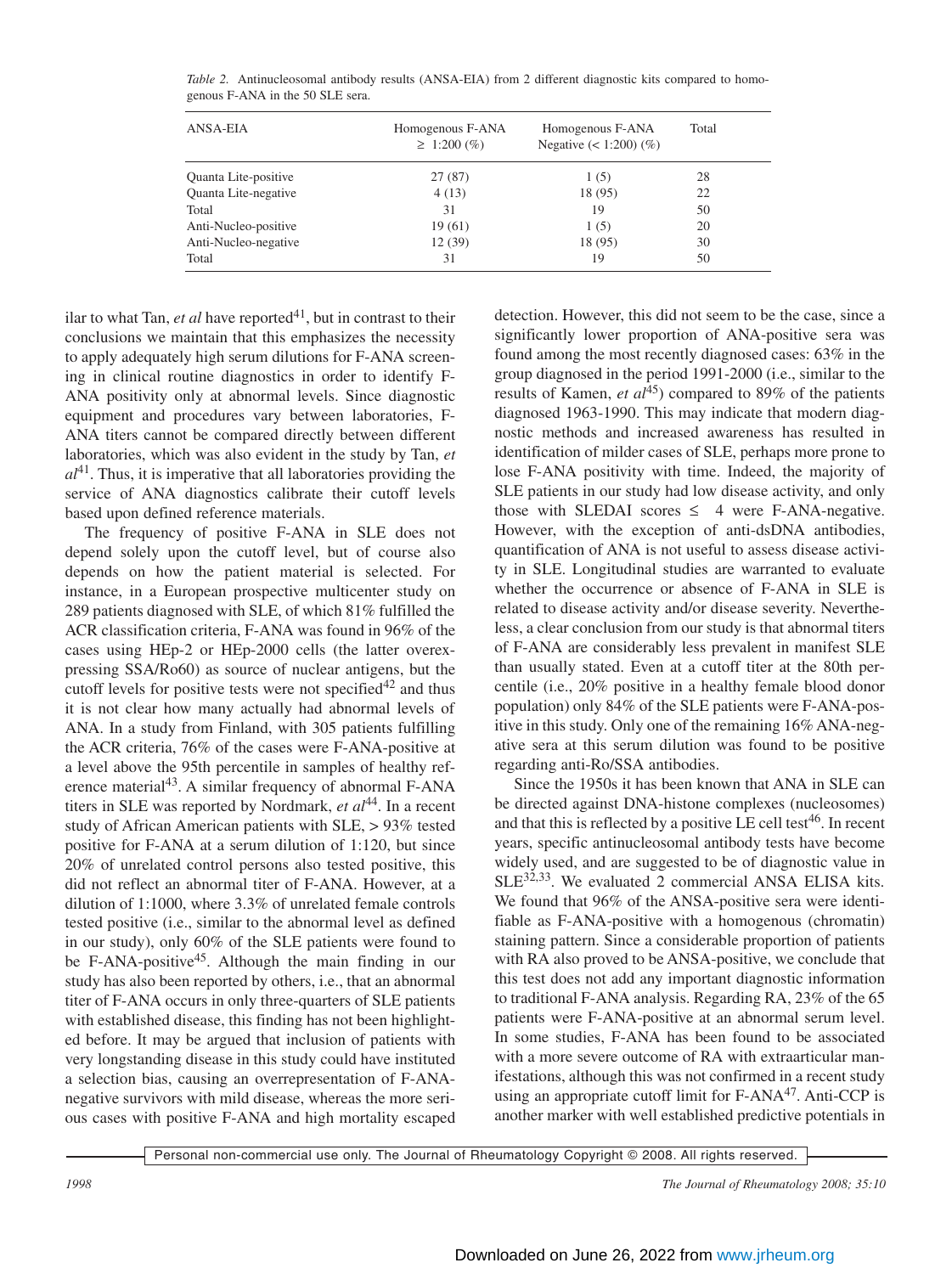*Table 2.* Antinucleosomal antibody results (ANSA-EIA) from 2 different diagnostic kits compared to homogenous F-ANA in the 50 SLE sera.

| ANSA-EIA | Homogenous F-ANA ≥ 1:200 (%) | Homogenous F-ANA Negative (< 1:200) (%) | Total |
|---|---|---|---|
| Quanta Lite-positive | 27 (87) | 1 (5) | 28 |
| Quanta Lite-negative | 4 (13) | 18 (95) | 22 |
| Total | 31 | 19 | 50 |
| Anti-Nucleo-positive | 19 (61) | 1 (5) | 20 |
| Anti-Nucleo-negative | 12 (39) | 18 (95) | 30 |
| Total | 31 | 19 | 50 |

ilar to what Tan, *et al* have reported[41], but in contrast to their conclusions we maintain that this emphasizes the necessity to apply adequately high serum dilutions for F-ANA screening in clinical routine diagnostics in order to identify F-ANA positivity only at abnormal levels. Since diagnostic equipment and procedures vary between laboratories, F-ANA titers cannot be compared directly between different laboratories, which was also evident in the study by Tan, *et al*[41]. Thus, it is imperative that all laboratories providing the service of ANA diagnostics calibrate their cutoff levels based upon defined reference materials.

The frequency of positive F-ANA in SLE does not depend solely upon the cutoff level, but of course also depends on how the patient material is selected. For instance, in a European prospective multicenter study on 289 patients diagnosed with SLE, of which 81% fulfilled the ACR classification criteria, F-ANA was found in 96% of the cases using HEp-2 or HEp-2000 cells (the latter overexpressing SSA/Ro60) as source of nuclear antigens, but the cutoff levels for positive tests were not specified[42] and thus it is not clear how many actually had abnormal levels of ANA. In a study from Finland, with 305 patients fulfilling the ACR criteria, 76% of the cases were F-ANA-positive at a level above the 95th percentile in samples of healthy reference material[43]. A similar frequency of abnormal F-ANA titers in SLE was reported by Nordmark, *et al*[44]. In a recent study of African American patients with SLE, > 93% tested positive for F-ANA at a serum dilution of 1:120, but since 20% of unrelated control persons also tested positive, this did not reflect an abnormal titer of F-ANA. However, at a dilution of 1:1000, where 3.3% of unrelated female controls tested positive (i.e., similar to the abnormal level as defined in our study), only 60% of the SLE patients were found to be F-ANA-positive[45]. Although the main finding in our study has also been reported by others, i.e., that an abnormal titer of F-ANA occurs in only three-quarters of SLE patients with established disease, this finding has not been highlighted before. It may be argued that inclusion of patients with very longstanding disease in this study could have instituted a selection bias, causing an overrepresentation of F-ANA-negative survivors with mild disease, whereas the more serious cases with positive F-ANA and high mortality escaped detection. However, this did not seem to be the case, since a significantly lower proportion of ANA-positive sera was found among the most recently diagnosed cases: 63% in the group diagnosed in the period 1991-2000 (i.e., similar to the results of Kamen, *et al*[45]) compared to 89% of the patients diagnosed 1963-1990. This may indicate that modern diagnostic methods and increased awareness has resulted in identification of milder cases of SLE, perhaps more prone to lose F-ANA positivity with time. Indeed, the majority of SLE patients in our study had low disease activity, and only those with SLEDAI scores ≤ 4 were F-ANA-negative. However, with the exception of anti-dsDNA antibodies, quantification of ANA is not useful to assess disease activity in SLE. Longitudinal studies are warranted to evaluate whether the occurrence or absence of F-ANA in SLE is related to disease activity and/or disease severity. Nevertheless, a clear conclusion from our study is that abnormal titers of F-ANA are considerably less prevalent in manifest SLE than usually stated. Even at a cutoff titer at the 80th percentile (i.e., 20% positive in a healthy female blood donor population) only 84% of the SLE patients were F-ANA-positive in this study. Only one of the remaining 16% ANA-negative sera at this serum dilution was found to be positive regarding anti-Ro/SSA antibodies.

Since the 1950s it has been known that ANA in SLE can be directed against DNA-histone complexes (nucleosomes) and that this is reflected by a positive LE cell test[46]. In recent years, specific antinucleosomal antibody tests have become widely used, and are suggested to be of diagnostic value in SLE[32,33]. We evaluated 2 commercial ANSA ELISA kits. We found that 96% of the ANSA-positive sera were identifiable as F-ANA-positive with a homogenous (chromatin) staining pattern. Since a considerable proportion of patients with RA also proved to be ANSA-positive, we conclude that this test does not add any important diagnostic information to traditional F-ANA analysis. Regarding RA, 23% of the 65 patients were F-ANA-positive at an abnormal serum level. In some studies, F-ANA has been found to be associated with a more severe outcome of RA with extraarticular manifestations, although this was not confirmed in a recent study using an appropriate cutoff limit for F-ANA[47]. Anti-CCP is another marker with well established predictive potentials in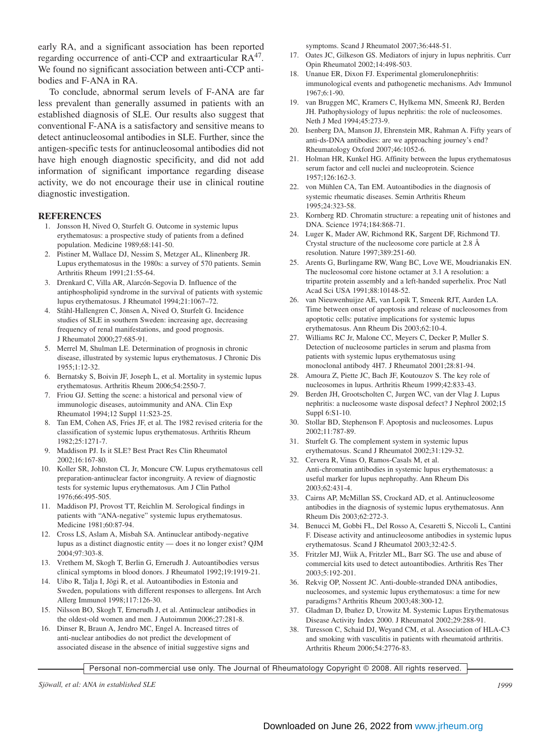early RA, and a significant association has been reported regarding occurrence of anti-CCP and extraarticular RA[47]. We found no significant association between anti-CCP antibodies and F-ANA in RA.

To conclude, abnormal serum levels of F-ANA are far less prevalent than generally assumed in patients with an established diagnosis of SLE. Our results also suggest that conventional F-ANA is a satisfactory and sensitive means to detect antinucleosomal antibodies in SLE. Further, since the antigen-specific tests for antinucleosomal antibodies did not have high enough diagnostic specificity, and did not add information of significant importance regarding disease activity, we do not encourage their use in clinical routine diagnostic investigation.

## REFERENCES

1. Jonsson H, Nived O, Sturfelt G. Outcome in systemic lupus erythematosus: a prospective study of patients from a defined population. Medicine 1989;68:141-50.
2. Pistiner M, Wallace DJ, Nessim S, Metzger AL, Klinenberg JR. Lupus erythematosus in the 1980s: a survey of 570 patients. Semin Arthritis Rheum 1991;21:55-64.
3. Drenkard C, Villa AR, Alarcón-Segovia D. Influence of the antiphospholipid syndrome in the survival of patients with systemic lupus erythematosus. J Rheumatol 1994;21:1067–72.
4. Ståhl-Hallengren C, Jönsen A, Nived O, Sturfelt G. Incidence studies of SLE in southern Sweden: increasing age, decreasing frequency of renal manifestations, and good prognosis. J Rheumatol 2000;27:685-91.
5. Merrel M, Shulman LE. Determination of prognosis in chronic disease, illustrated by systemic lupus erythematosus. J Chronic Dis 1955;1:12-32.
6. Bernatsky S, Boivin JF, Joseph L, et al. Mortality in systemic lupus erythematosus. Arthritis Rheum 2006;54:2550-7.
7. Friou GJ. Setting the scene: a historical and personal view of immunologic diseases, autoimmunity and ANA. Clin Exp Rheumatol 1994;12 Suppl 11:S23-25.
8. Tan EM, Cohen AS, Fries JF, et al. The 1982 revised criteria for the classification of systemic lupus erythematosus. Arthritis Rheum 1982;25:1271-7.
9. Maddison PJ. Is it SLE? Best Pract Res Clin Rheumatol 2002;16:167-80.
10. Koller SR, Johnston CL Jr, Moncure CW. Lupus erythematosus cell preparation-antinuclear factor incongruity. A review of diagnostic tests for systemic lupus erythematosus. Am J Clin Pathol 1976;66:495-505.
11. Maddison PJ, Provost TT, Reichlin M. Serological findings in patients with "ANA-negative" systemic lupus erythematosus. Medicine 1981;60:87-94.
12. Cross LS, Aslam A, Misbah SA. Antinuclear antibody-negative lupus as a distinct diagnostic entity — does it no longer exist? QJM 2004;97:303-8.
13. Vrethem M, Skogh T, Berlin G, Ernerudh J. Autoantibodies versus clinical symptoms in blood donors. J Rheumatol 1992;19:1919-21.
14. Uibo R, Talja I, Jõgi R, et al. Autoantibodies in Estonia and Sweden, populations with different responses to allergens. Int Arch Allerg Immunol 1998;117:126-30.
15. Nilsson BO, Skogh T, Ernerudh J, et al. Antinuclear antibodies in the oldest-old women and men. J Autoimmun 2006;27:281-8.
16. Dinser R, Braun A, Jendro MC, Engel A. Increased titres of anti-nuclear antibodies do not predict the development of associated disease in the absence of initial suggestive signs and symptoms. Scand J Rheumatol 2007;36:448-51.
17. Oates JC, Gilkeson GS. Mediators of injury in lupus nephritis. Curr Opin Rheumatol 2002;14:498-503.
18. Unanue ER, Dixon FJ. Experimental glomerulonephritis: immunological events and pathogenetic mechanisms. Adv Immunol 1967;6:1-90.
19. van Bruggen MC, Kramers C, Hylkema MN, Smeenk RJ, Berden JH. Pathophysiology of lupus nephritis: the role of nucleosomes. Neth J Med 1994;45:273-9.
20. Isenberg DA, Manson JJ, Ehrenstein MR, Rahman A. Fifty years of anti-ds-DNA antibodies: are we approaching journey's end? Rheumatology Oxford 2007;46:1052-6.
21. Holman HR, Kunkel HG. Affinity between the lupus erythematosus serum factor and cell nuclei and nucleoprotein. Science 1957;126:162-3.
22. von Mühlen CA, Tan EM. Autoantibodies in the diagnosis of systemic rheumatic diseases. Semin Arthritis Rheum 1995;24:323-58.
23. Kornberg RD. Chromatin structure: a repeating unit of histones and DNA. Science 1974;184:868-71.
24. Luger K, Mader AW, Richmond RK, Sargent DF, Richmond TJ. Crystal structure of the nucleosome core particle at 2.8 Å resolution. Nature 1997;389:251-60.
25. Arents G, Burlingame RW, Wang BC, Love WE, Moudrianakis EN. The nucleosomal core histone octamer at 3.1 A resolution: a tripartite protein assembly and a left-handed superhelix. Proc Natl Acad Sci USA 1991;88:10148-52.
26. van Nieuwenhuijze AE, van Lopik T, Smeenk RJT, Aarden LA. Time between onset of apoptosis and release of nucleosomes from apoptotic cells: putative implications for systemic lupus erythematosus. Ann Rheum Dis 2003;62:10-4.
27. Williams RC Jr, Malone CC, Meyers C, Decker P, Muller S. Detection of nucleosome particles in serum and plasma from patients with systemic lupus erythematosus using monoclonal antibody 4H7. J Rheumatol 2001;28:81-94.
28. Amoura Z, Piette JC, Bach JF, Koutouzov S. The key role of nucleosomes in lupus. Arthritis Rheum 1999;42:833-43.
29. Berden JH, Grootscholten C, Jurgen WC, van der Vlag J. Lupus nephritis: a nucleosome waste disposal defect? J Nephrol 2002;15 Suppl 6:S1-10.
30. Stollar BD, Stephenson F. Apoptosis and nucleosomes. Lupus 2002;11:787-89.
31. Sturfelt G. The complement system in systemic lupus erythematosus. Scand J Rheumatol 2002;31:129-32.
32. Cervera R, Vinas O, Ramos-Casals M, et al. Anti-chromatin antibodies in systemic lupus erythematosus: a useful marker for lupus nephropathy. Ann Rheum Dis 2003;62:431-4.
33. Cairns AP, McMillan SS, Crockard AD, et al. Antinucleosome antibodies in the diagnosis of systemic lupus erythematosus. Ann Rheum Dis 2003;62:272-3.
34. Benucci M, Gobbi FL, Del Rosso A, Cesaretti S, Niccoli L, Cantini F. Disease activity and antinucleosome antibodies in systemic lupus erythematosus. Scand J Rheumatol 2003;32:42-5.
35. Fritzler MJ, Wiik A, Fritzler ML, Barr SG. The use and abuse of commercial kits used to detect autoantibodies. Arthritis Res Ther 2003;5:192-201.
36. Rekvig OP, Nossent JC. Anti-double-stranded DNA antibodies, nucleosomes, and systemic lupus erythematosus: a time for new paradigms? Arthritis Rheum 2003;48:300-12.
37. Gladman D, Ibañez D, Urowitz M. Systemic Lupus Erythematosus Disease Activity Index 2000. J Rheumatol 2002;29:288-91.
38. Turesson C, Schaid DJ, Weyand CM, et al. Association of HLA-C3 and smoking with vasculitis in patients with rheumatoid arthritis. Arthritis Rheum 2006;54:2776-83.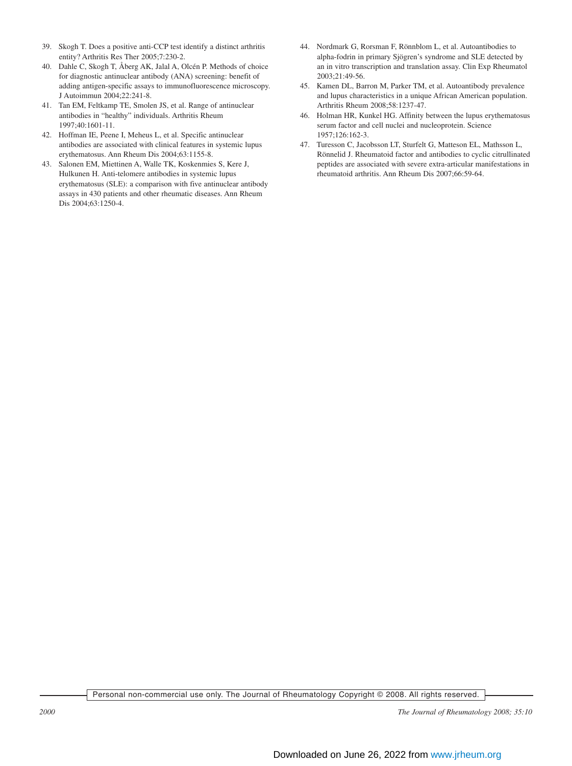39. Skogh T. Does a positive anti-CCP test identify a distinct arthritis entity? Arthritis Res Ther 2005;7:230-2.
40. Dahle C, Skogh T, Åberg AK, Jalal A, Olcén P. Methods of choice for diagnostic antinuclear antibody (ANA) screening: benefit of adding antigen-specific assays to immunofluorescence microscopy. J Autoimmun 2004;22:241-8.
41. Tan EM, Feltkamp TE, Smolen JS, et al. Range of antinuclear antibodies in "healthy" individuals. Arthritis Rheum 1997;40:1601-11.
42. Hoffman IE, Peene I, Meheus L, et al. Specific antinuclear antibodies are associated with clinical features in systemic lupus erythematosus. Ann Rheum Dis 2004;63:1155-8.
43. Salonen EM, Miettinen A, Walle TK, Koskenmies S, Kere J, Hulkunen H. Anti-telomere antibodies in systemic lupus erythematosus (SLE): a comparison with five antinuclear antibody assays in 430 patients and other rheumatic diseases. Ann Rheum Dis 2004;63:1250-4.
44. Nordmark G, Rorsman F, Rönnblom L, et al. Autoantibodies to alpha-fodrin in primary Sjögren's syndrome and SLE detected by an in vitro transcription and translation assay. Clin Exp Rheumatol 2003;21:49-56.
45. Kamen DL, Barron M, Parker TM, et al. Autoantibody prevalence and lupus characteristics in a unique African American population. Arthritis Rheum 2008;58:1237-47.
46. Holman HR, Kunkel HG. Affinity between the lupus erythematosus serum factor and cell nuclei and nucleoprotein. Science 1957;126:162-3.
47. Turesson C, Jacobsson LT, Sturfelt G, Matteson EL, Mathsson L, Rönnelid J. Rheumatoid factor and antibodies to cyclic citrullinated peptides are associated with severe extra-articular manifestations in rheumatoid arthritis. Ann Rheum Dis 2007;66:59-64.